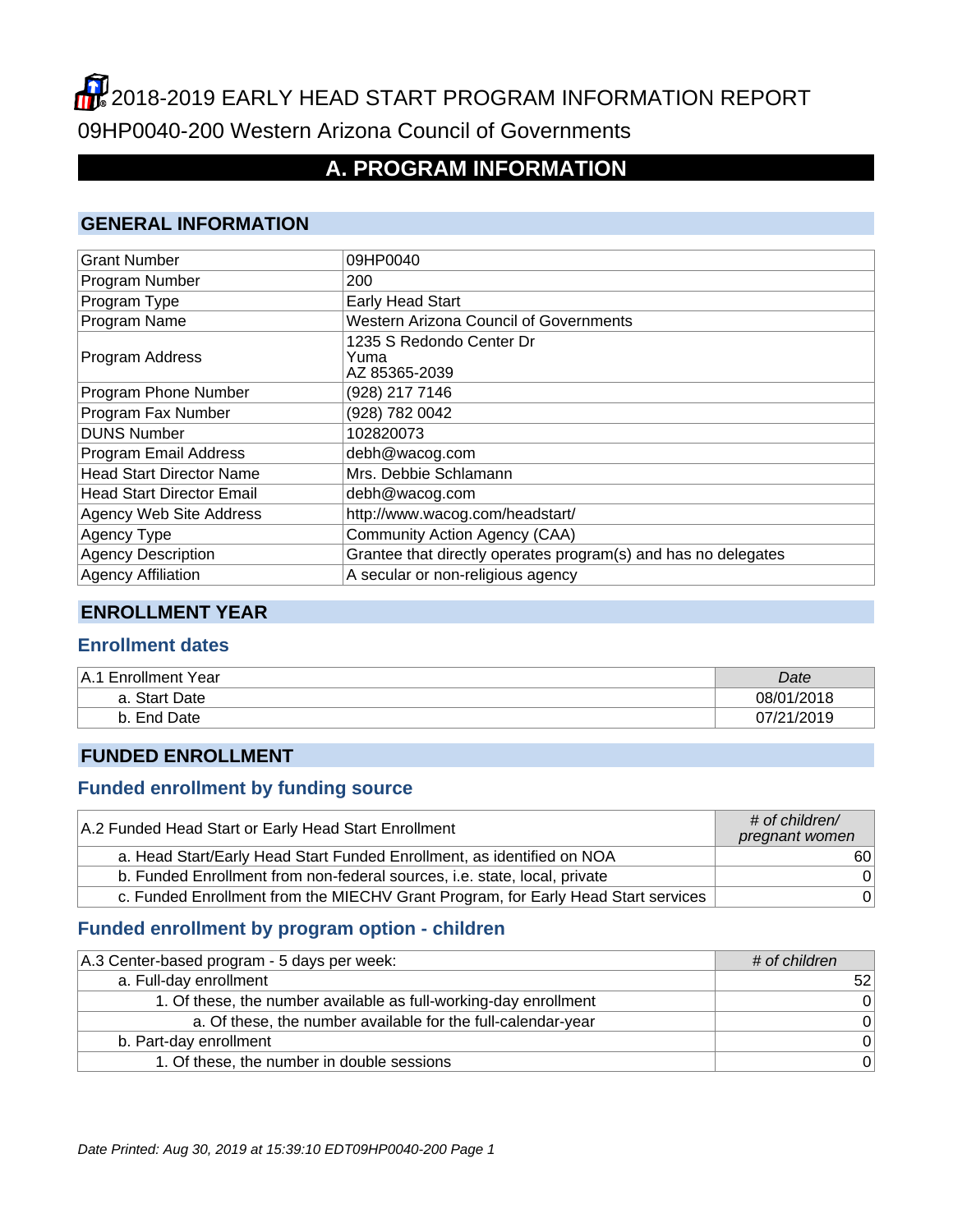# 2018-2019 EARLY HEAD START PROGRAM INFORMATION REPORT

09HP0040-200 Western Arizona Council of Governments

## A. PROGRAM INFORMATION

### GENERAL INFORMATION

| Grant Number | 09HP0040 |
|---|---|
| Program Number | 200 |
| Program Type | Early Head Start |
| Program Name | Western Arizona Council of Governments |
| Program Address | 1235 S Redondo Center Dr<br>Yuma<br>AZ 85365-2039 |
| Program Phone Number | (928) 217 7146 |
| Program Fax Number | (928) 782 0042 |
| DUNS Number | 102820073 |
| Program Email Address | debh@wacog.com |
| Head Start Director Name | Mrs. Debbie Schlamann |
| Head Start Director Email | debh@wacog.com |
| Agency Web Site Address | http://www.wacog.com/headstart/ |
| Agency Type | Community Action Agency (CAA) |
| Agency Description | Grantee that directly operates program(s) and has no delegates |
| Agency Affiliation | A secular or non-religious agency |

### ENROLLMENT YEAR

#### Enrollment dates

| A.1 Enrollment Year | *Date* |
|---|---|
| a. Start Date | 08/01/2018 |
| b. End Date | 07/21/2019 |

### FUNDED ENROLLMENT

#### Funded enrollment by funding source

| A.2 Funded Head Start or Early Head Start Enrollment | *# of children/ pregnant women* |
|---|---|
| a. Head Start/Early Head Start Funded Enrollment, as identified on NOA | 60 |
| b. Funded Enrollment from non-federal sources, i.e. state, local, private | 0 |
| c. Funded Enrollment from the MIECHV Grant Program, for Early Head Start services | 0 |

#### Funded enrollment by program option - children

| A.3 Center-based program - 5 days per week: | *# of children* |
|---|---|
| a. Full-day enrollment | 52 |
| 1. Of these, the number available as full-working-day enrollment | 0 |
| a. Of these, the number available for the full-calendar-year | 0 |
| b. Part-day enrollment | 0 |
| 1. Of these, the number in double sessions | 0 |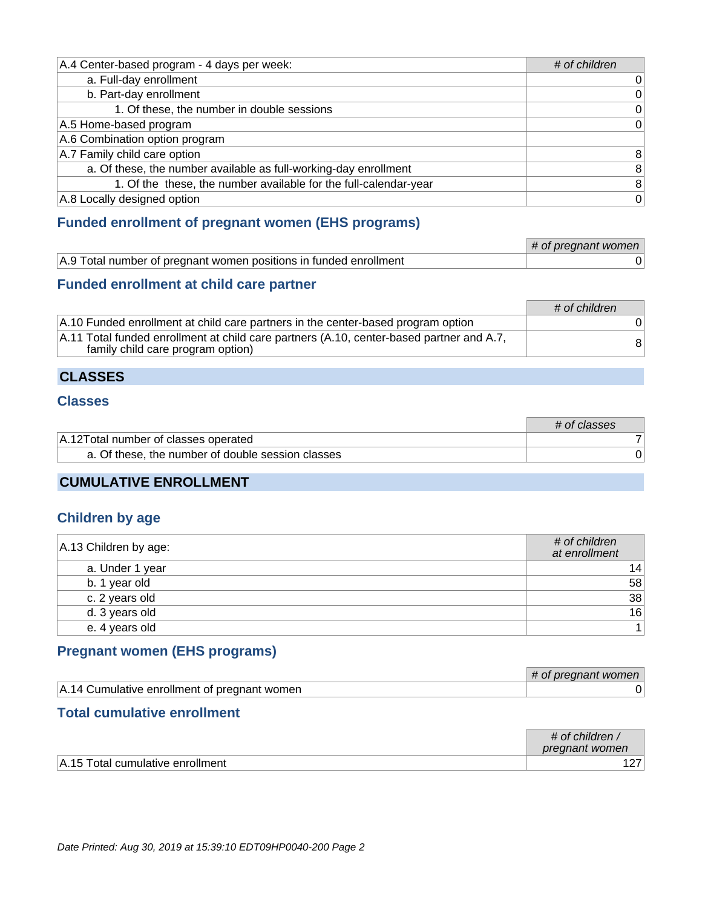| A.4 Center-based program - 4 days per week: | # of children |
|---|---|
| a. Full-day enrollment | 0 |
| b. Part-day enrollment | 0 |
| 1. Of these, the number in double sessions | 0 |
| A.5 Home-based program | 0 |
| A.6 Combination option program | |
| A.7 Family child care option | 8 |
| a. Of these, the number available as full-working-day enrollment | 8 |
| 1. Of the these, the number available for the full-calendar-year | 8 |
| A.8 Locally designed option | 0 |

### Funded enrollment of pregnant women (EHS programs)

| | # of pregnant women |
|---|---|
| A.9 Total number of pregnant women positions in funded enrollment | 0 |

### Funded enrollment at child care partner

| | # of children |
|---|---|
| A.10 Funded enrollment at child care partners in the center-based program option | 0 |
| A.11 Total funded enrollment at child care partners (A.10, center-based partner and A.7, family child care program option) | 8 |

## CLASSES

### Classes

| | # of classes |
|---|---|
| A.12Total number of classes operated | 7 |
| a. Of these, the number of double session classes | 0 |

## CUMULATIVE ENROLLMENT

### Children by age

| A.13 Children by age: | # of children at enrollment |
|---|---|
| a. Under 1 year | 14 |
| b. 1 year old | 58 |
| c. 2 years old | 38 |
| d. 3 years old | 16 |
| e. 4 years old | 1 |

### Pregnant women (EHS programs)

| | # of pregnant women |
|---|---|
| A.14 Cumulative enrollment of pregnant women | 0 |

### Total cumulative enrollment

| | # of children / pregnant women |
|---|---|
| A.15 Total cumulative enrollment | 127 |

*Date Printed: Aug 30, 2019 at 15:39:10 EDT09HP0040-200 Page 2*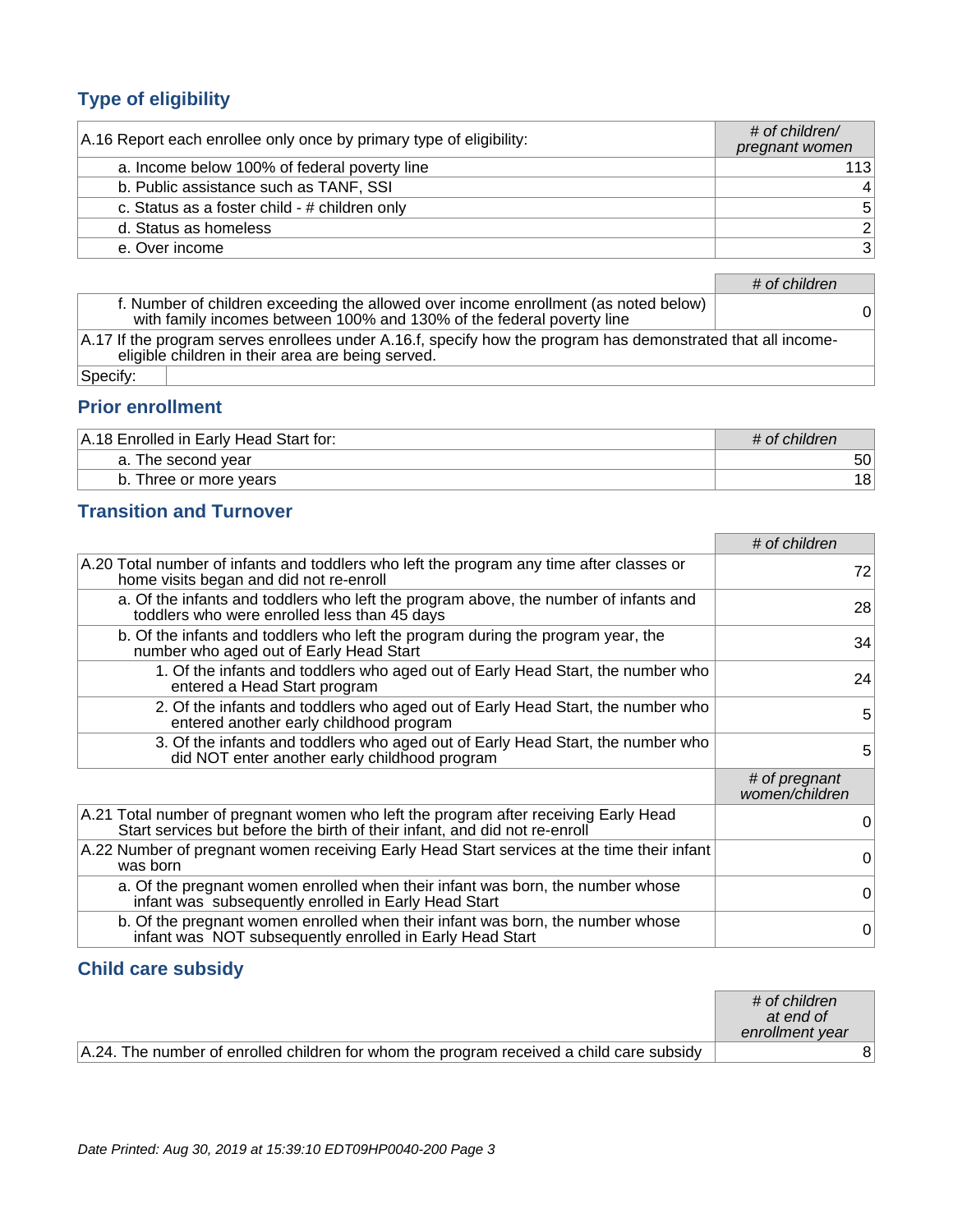## Type of eligibility

| A.16 Report each enrollee only once by primary type of eligibility: | *# of children/ pregnant women* |
|---|---|
| a. Income below 100% of federal poverty line | 113 |
| b. Public assistance such as TANF, SSI | 4 |
| c. Status as a foster child - # children only | 5 |
| d. Status as homeless | 2 |
| e. Over income | 3 |

| | *# of children* |
|---|---|
| f. Number of children exceeding the allowed over income enrollment (as noted below) with family incomes between 100% and 130% of the federal poverty line | 0 |
| A.17 If the program serves enrollees under A.16.f, specify how the program has demonstrated that all income-eligible children in their area are being served. | |
| Specify: | |

## Prior enrollment

| A.18 Enrolled in Early Head Start for: | *# of children* |
|---|---|
| a. The second year | 50 |
| b. Three or more years | 18 |

## Transition and Turnover

| | *# of children* |
|---|---|
| A.20 Total number of infants and toddlers who left the program any time after classes or home visits began and did not re-enroll | 72 |
| a. Of the infants and toddlers who left the program above, the number of infants and toddlers who were enrolled less than 45 days | 28 |
| b. Of the infants and toddlers who left the program during the program year, the number who aged out of Early Head Start | 34 |
| 1. Of the infants and toddlers who aged out of Early Head Start, the number who entered a Head Start program | 24 |
| 2. Of the infants and toddlers who aged out of Early Head Start, the number who entered another early childhood program | 5 |
| 3. Of the infants and toddlers who aged out of Early Head Start, the number who did NOT enter another early childhood program | 5 |
| | *# of pregnant women/children* |
| A.21 Total number of pregnant women who left the program after receiving Early Head Start services but before the birth of their infant, and did not re-enroll | 0 |
| A.22 Number of pregnant women receiving Early Head Start services at the time their infant was born | 0 |
| a. Of the pregnant women enrolled when their infant was born, the number whose infant was subsequently enrolled in Early Head Start | 0 |
| b. Of the pregnant women enrolled when their infant was born, the number whose infant was NOT subsequently enrolled in Early Head Start | 0 |

## Child care subsidy

| | *# of children at end of enrollment year* |
|---|---|
| A.24. The number of enrolled children for whom the program received a child care subsidy | 8 |

*Date Printed: Aug 30, 2019 at 15:39:10 EDT09HP0040-200 Page 3*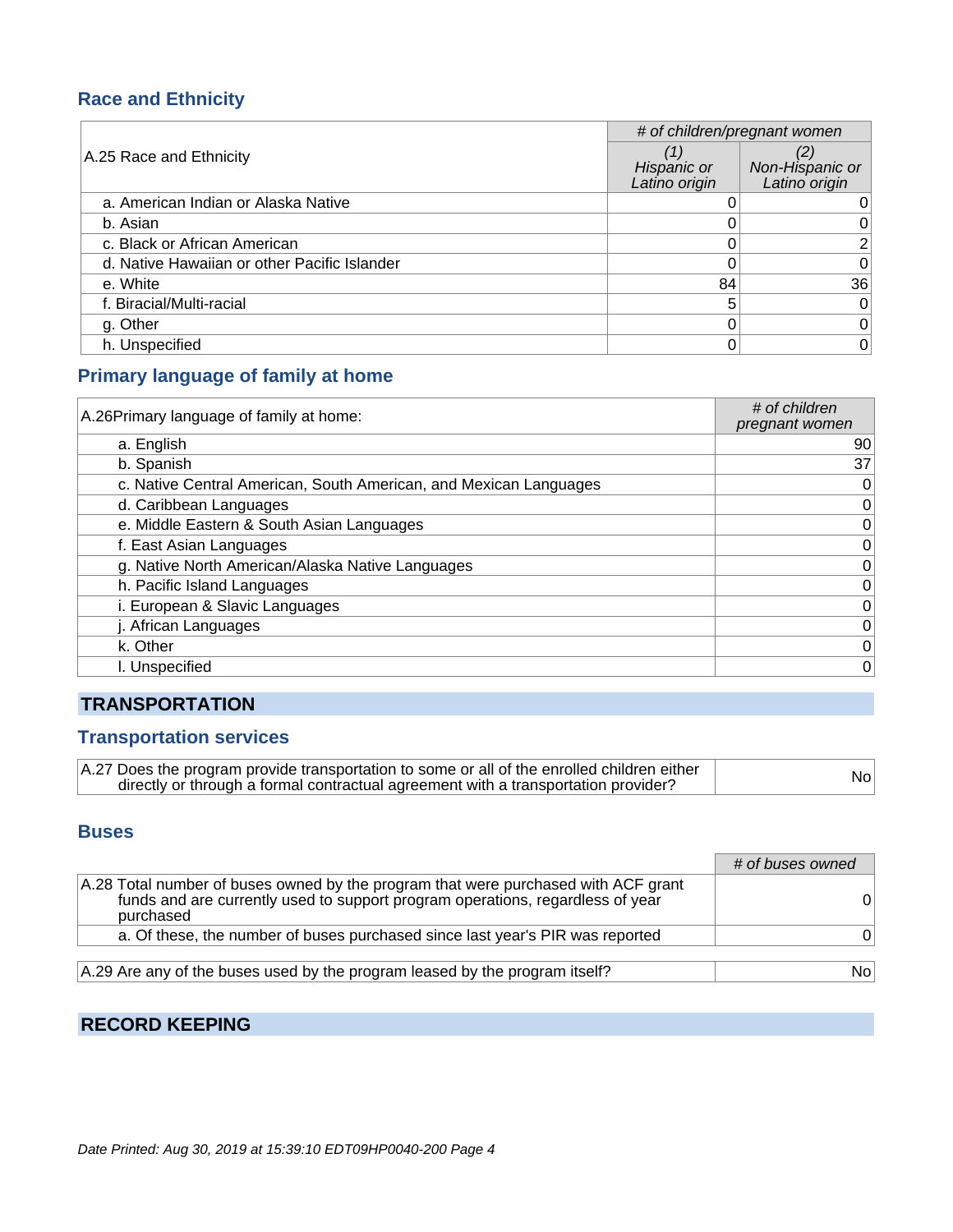## Race and Ethnicity

| A.25 Race and Ethnicity | # of children/pregnant women | |
|---|---|---|
| | *(1) Hispanic or Latino origin* | *(2) Non-Hispanic or Latino origin* |
| a. American Indian or Alaska Native | 0 | 0 |
| b. Asian | 0 | 0 |
| c. Black or African American | 0 | 2 |
| d. Native Hawaiian or other Pacific Islander | 0 | 0 |
| e. White | 84 | 36 |
| f. Biracial/Multi-racial | 5 | 0 |
| g. Other | 0 | 0 |
| h. Unspecified | 0 | 0 |

## Primary language of family at home

| A.26Primary language of family at home: | *# of children pregnant women* |
|---|---|
| a. English | 90 |
| b. Spanish | 37 |
| c. Native Central American, South American, and Mexican Languages | 0 |
| d. Caribbean Languages | 0 |
| e. Middle Eastern & South Asian Languages | 0 |
| f. East Asian Languages | 0 |
| g. Native North American/Alaska Native Languages | 0 |
| h. Pacific Island Languages | 0 |
| i. European & Slavic Languages | 0 |
| j. African Languages | 0 |
| k. Other | 0 |
| l. Unspecified | 0 |

# TRANSPORTATION

## Transportation services

| | |
|---|---|
| A.27 Does the program provide transportation to some or all of the enrolled children either directly or through a formal contractual agreement with a transportation provider? | No |

## Buses

| | *# of buses owned* |
|---|---|
| A.28 Total number of buses owned by the program that were purchased with ACF grant funds and are currently used to support program operations, regardless of year purchased | 0 |
| a. Of these, the number of buses purchased since last year's PIR was reported | 0 |

| | |
|---|---|
| A.29 Are any of the buses used by the program leased by the program itself? | No |

# RECORD KEEPING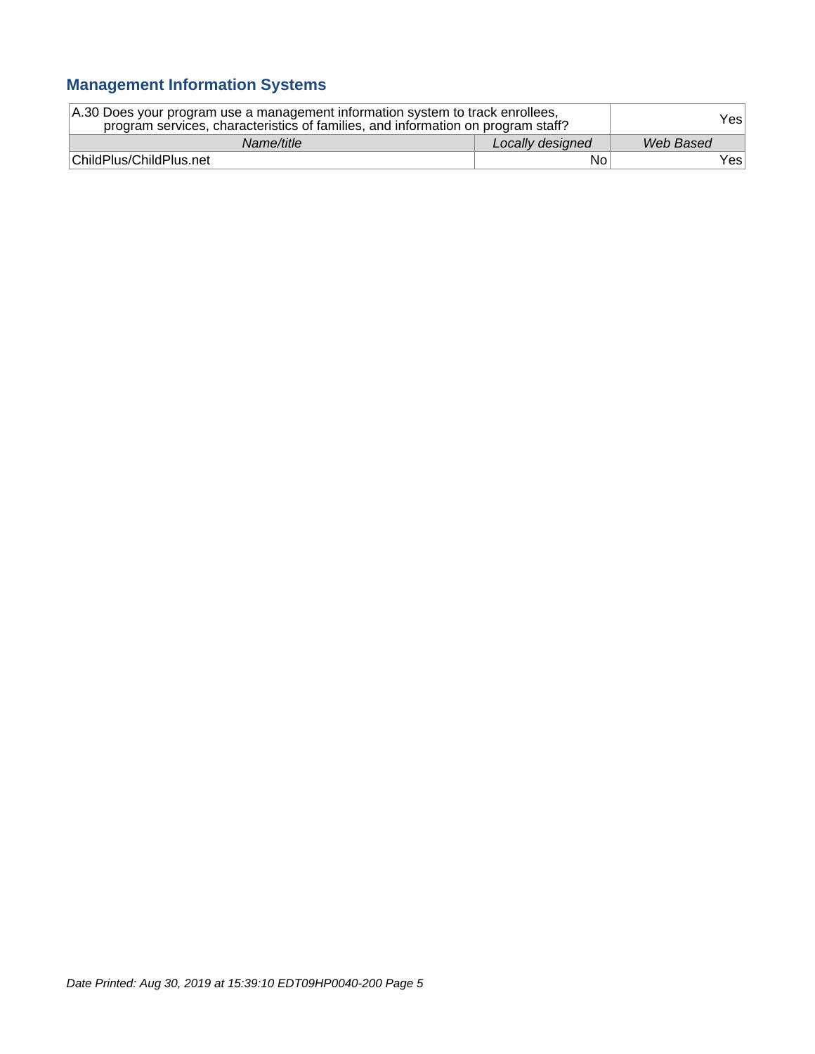## Management Information Systems

| A.30 Does your program use a management information system to track enrollees, program services, characteristics of families, and information on program staff? | | Yes |
|---|---|---|
| *Name/title* | *Locally designed* | *Web Based* |
| ChildPlus/ChildPlus.net | No | Yes |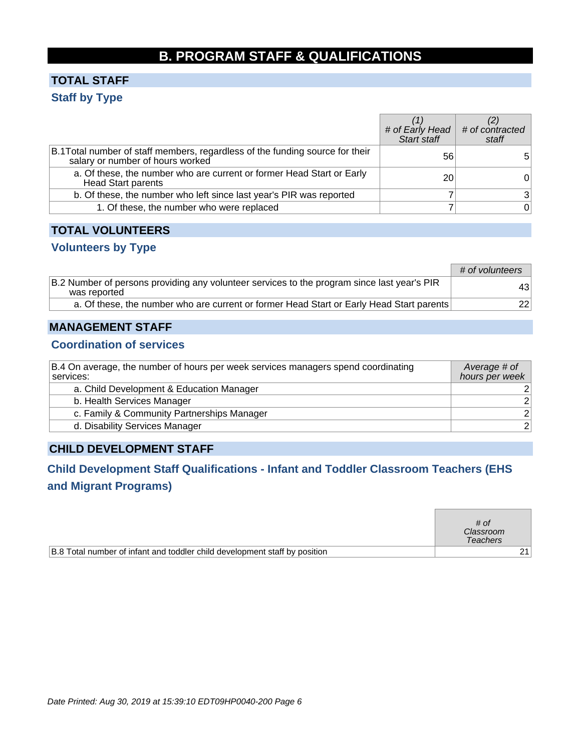# B. PROGRAM STAFF & QUALIFICATIONS

## TOTAL STAFF

### Staff by Type

| | (1) # of Early Head Start staff | (2) # of contracted staff |
|---|---|---|
| B.1Total number of staff members, regardless of the funding source for their salary or number of hours worked | 56 | 5 |
| a. Of these, the number who are current or former Head Start or Early Head Start parents | 20 | 0 |
| b. Of these, the number who left since last year's PIR was reported | 7 | 3 |
| 1. Of these, the number who were replaced | 7 | 0 |

## TOTAL VOLUNTEERS

### Volunteers by Type

| | # of volunteers |
|---|---|
| B.2 Number of persons providing any volunteer services to the program since last year's PIR was reported | 43 |
| a. Of these, the number who are current or former Head Start or Early Head Start parents | 22 |

## MANAGEMENT STAFF

### Coordination of services

| B.4 On average, the number of hours per week services managers spend coordinating services: | Average # of hours per week |
|---|---|
| a. Child Development & Education Manager | 2 |
| b. Health Services Manager | 2 |
| c. Family & Community Partnerships Manager | 2 |
| d. Disability Services Manager | 2 |

## CHILD DEVELOPMENT STAFF

### Child Development Staff Qualifications - Infant and Toddler Classroom Teachers (EHS and Migrant Programs)

| | # of Classroom Teachers |
|---|---|
| B.8 Total number of infant and toddler child development staff by position | 21 |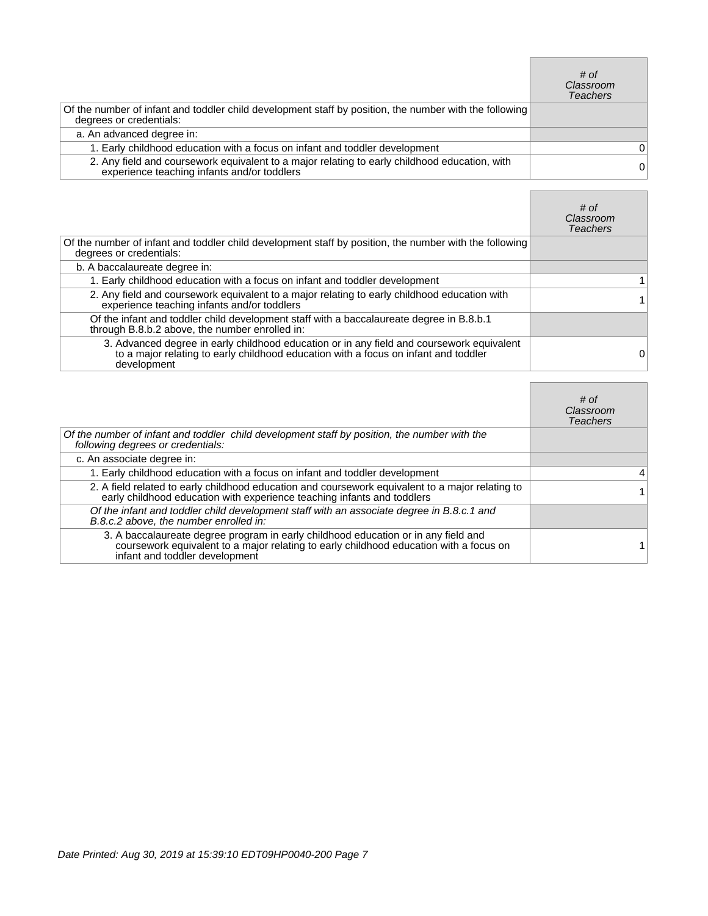| | # of Classroom Teachers |
|---|---|
| Of the number of infant and toddler child development staff by position, the number with the following degrees or credentials: | |
| a. An advanced degree in: | |
| 1. Early childhood education with a focus on infant and toddler development | 0 |
| 2. Any field and coursework equivalent to a major relating to early childhood education, with experience teaching infants and/or toddlers | 0 |

| | # of Classroom Teachers |
|---|---|
| Of the number of infant and toddler child development staff by position, the number with the following degrees or credentials: | |
| b. A baccalaureate degree in: | |
| 1. Early childhood education with a focus on infant and toddler development | 1 |
| 2. Any field and coursework equivalent to a major relating to early childhood education with experience teaching infants and/or toddlers | 1 |
| Of the infant and toddler child development staff with a baccalaureate degree in B.8.b.1 through B.8.b.2 above, the number enrolled in: | |
| 3. Advanced degree in early childhood education or in any field and coursework equivalent to a major relating to early childhood education with a focus on infant and toddler development | 0 |

| | # of Classroom Teachers |
|---|---|
| *Of the number of infant and toddler child development staff by position, the number with the following degrees or credentials:* | |
| c. An associate degree in: | |
| 1. Early childhood education with a focus on infant and toddler development | 4 |
| 2. A field related to early childhood education and coursework equivalent to a major relating to early childhood education with experience teaching infants and toddlers | 1 |
| *Of the infant and toddler child development staff with an associate degree in B.8.c.1 and B.8.c.2 above, the number enrolled in:* | |
| 3. A baccalaureate degree program in early childhood education or in any field and coursework equivalent to a major relating to early childhood education with a focus on infant and toddler development | 1 |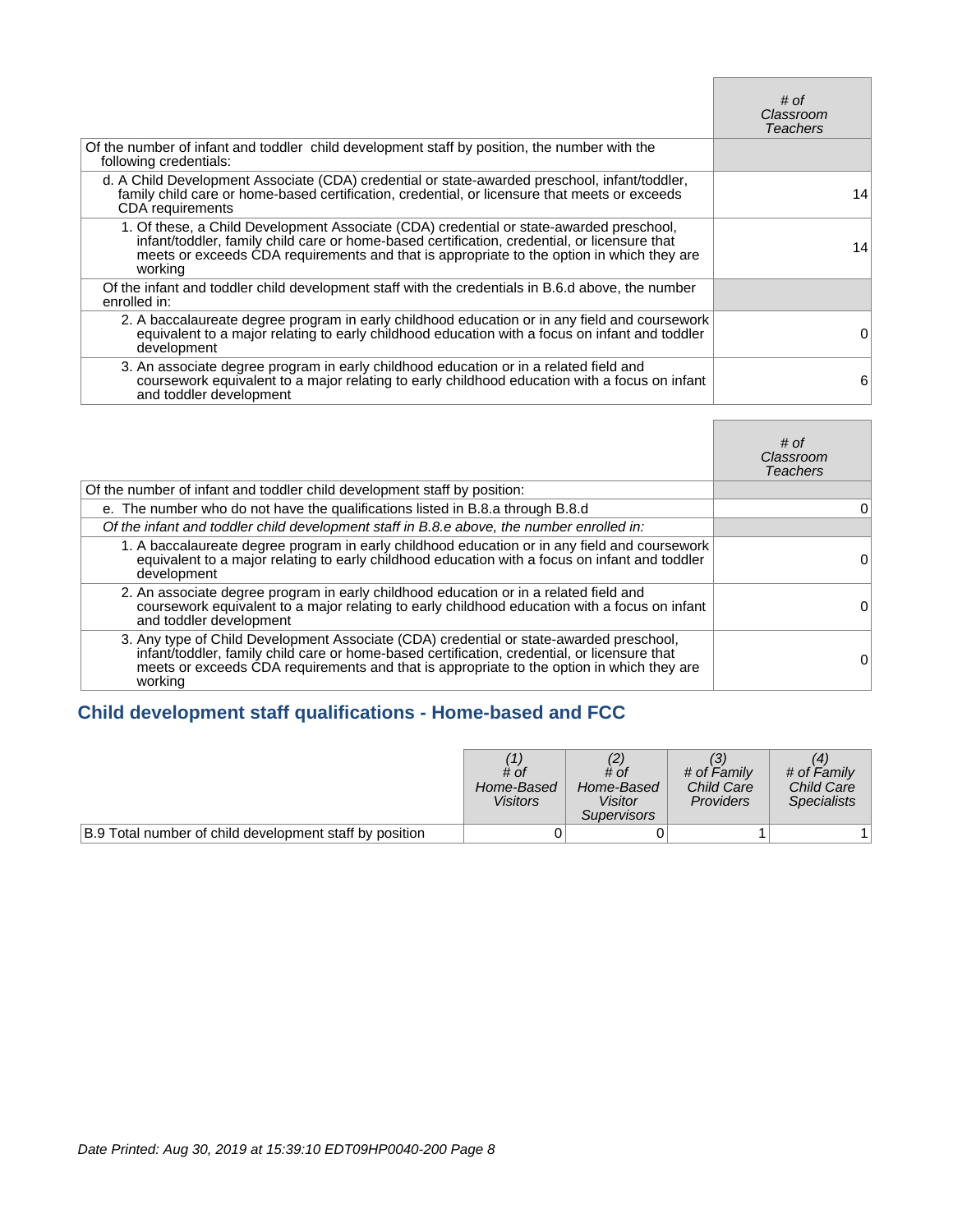| | *# of Classroom Teachers* |
|---|---|
| Of the number of infant and toddler child development staff by position, the number with the following credentials: | |
| d. A Child Development Associate (CDA) credential or state-awarded preschool, infant/toddler, family child care or home-based certification, credential, or licensure that meets or exceeds CDA requirements | 14 |
| 1. Of these, a Child Development Associate (CDA) credential or state-awarded preschool, infant/toddler, family child care or home-based certification, credential, or licensure that meets or exceeds CDA requirements and that is appropriate to the option in which they are working | 14 |
| Of the infant and toddler child development staff with the credentials in B.6.d above, the number enrolled in: | |
| 2. A baccalaureate degree program in early childhood education or in any field and coursework equivalent to a major relating to early childhood education with a focus on infant and toddler development | 0 |
| 3. An associate degree program in early childhood education or in a related field and coursework equivalent to a major relating to early childhood education with a focus on infant and toddler development | 6 |

| | *# of Classroom Teachers* |
|---|---|
| Of the number of infant and toddler child development staff by position: | |
| e. The number who do not have the qualifications listed in B.8.a through B.8.d | 0 |
| *Of the infant and toddler child development staff in B.8.e above, the number enrolled in:* | |
| 1. A baccalaureate degree program in early childhood education or in any field and coursework equivalent to a major relating to early childhood education with a focus on infant and toddler development | 0 |
| 2. An associate degree program in early childhood education or in a related field and coursework equivalent to a major relating to early childhood education with a focus on infant and toddler development | 0 |
| 3. Any type of Child Development Associate (CDA) credential or state-awarded preschool, infant/toddler, family child care or home-based certification, credential, or licensure that meets or exceeds CDA requirements and that is appropriate to the option in which they are working | 0 |

## Child development staff qualifications - Home-based and FCC

| | *(1) # of Home-Based Visitors* | *(2) # of Home-Based Visitor Supervisors* | *(3) # of Family Child Care Providers* | *(4) # of Family Child Care Specialists* |
|---|---|---|---|---|
| B.9 Total number of child development staff by position | 0 | 0 | 1 | 1 |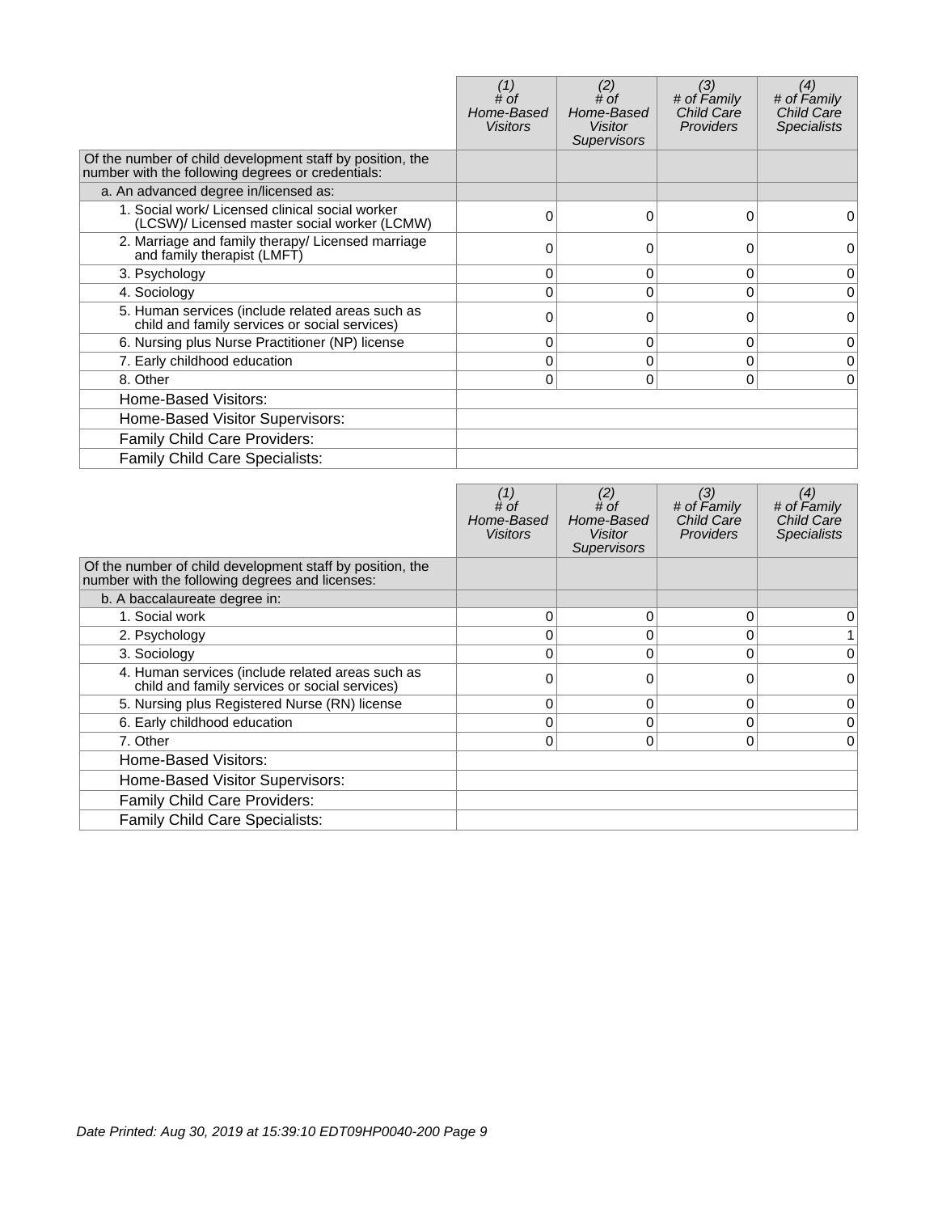| | (1) # of Home-Based Visitors | (2) # of Home-Based Visitor Supervisors | (3) # of Family Child Care Providers | (4) # of Family Child Care Specialists |
|---|---|---|---|---|
| Of the number of child development staff by position, the number with the following degrees or credentials: | | | | |
| a. An advanced degree in/licensed as: | | | | |
| 1. Social work/ Licensed clinical social worker (LCSW)/ Licensed master social worker (LCMW) | 0 | 0 | 0 | 0 |
| 2. Marriage and family therapy/ Licensed marriage and family therapist (LMFT) | 0 | 0 | 0 | 0 |
| 3. Psychology | 0 | 0 | 0 | 0 |
| 4. Sociology | 0 | 0 | 0 | 0 |
| 5. Human services (include related areas such as child and family services or social services) | 0 | 0 | 0 | 0 |
| 6. Nursing plus Nurse Practitioner (NP) license | 0 | 0 | 0 | 0 |
| 7. Early childhood education | 0 | 0 | 0 | 0 |
| 8. Other | 0 | 0 | 0 | 0 |
| Home-Based Visitors: | | | | |
| Home-Based Visitor Supervisors: | | | | |
| Family Child Care Providers: | | | | |
| Family Child Care Specialists: | | | | |

| | (1) # of Home-Based Visitors | (2) # of Home-Based Visitor Supervisors | (3) # of Family Child Care Providers | (4) # of Family Child Care Specialists |
|---|---|---|---|---|
| Of the number of child development staff by position, the number with the following degrees and licenses: | | | | |
| b. A baccalaureate degree in: | | | | |
| 1. Social work | 0 | 0 | 0 | 0 |
| 2. Psychology | 0 | 0 | 0 | 1 |
| 3. Sociology | 0 | 0 | 0 | 0 |
| 4. Human services (include related areas such as child and family services or social services) | 0 | 0 | 0 | 0 |
| 5. Nursing plus Registered Nurse (RN) license | 0 | 0 | 0 | 0 |
| 6. Early childhood education | 0 | 0 | 0 | 0 |
| 7. Other | 0 | 0 | 0 | 0 |
| Home-Based Visitors: | | | | |
| Home-Based Visitor Supervisors: | | | | |
| Family Child Care Providers: | | | | |
| Family Child Care Specialists: | | | | |

*Date Printed: Aug 30, 2019 at 15:39:10 EDT09HP0040-200 Page 9*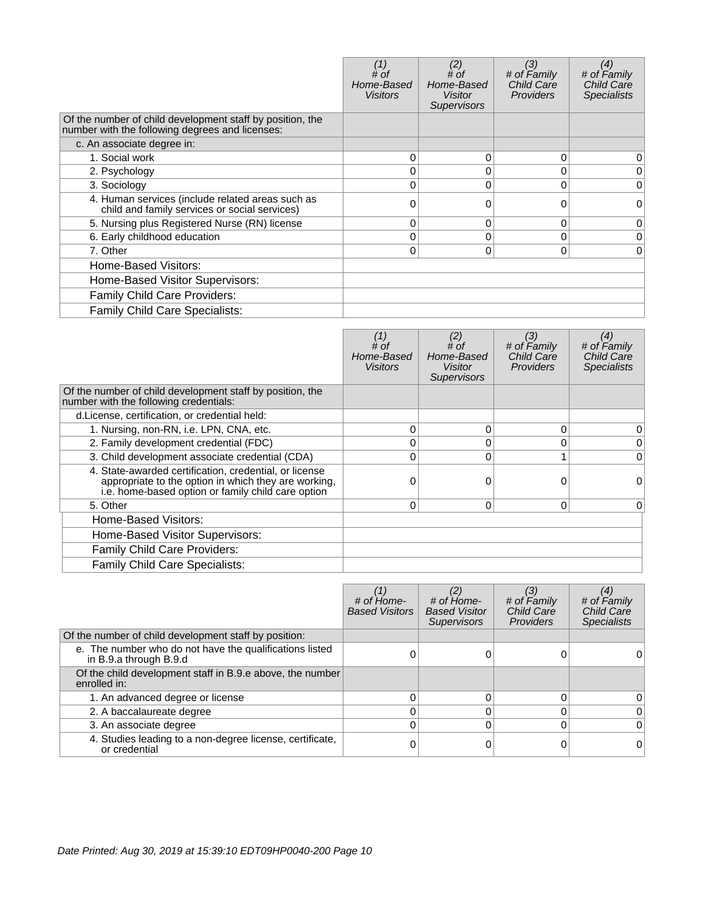| | (1) # of Home-Based Visitors | (2) # of Home-Based Visitor Supervisors | (3) # of Family Child Care Providers | (4) # of Family Child Care Specialists |
|---|---|---|---|---|
| Of the number of child development staff by position, the number with the following degrees and licenses: | | | | |
| c. An associate degree in: | | | | |
| 1. Social work | 0 | 0 | 0 | 0 |
| 2. Psychology | 0 | 0 | 0 | 0 |
| 3. Sociology | 0 | 0 | 0 | 0 |
| 4. Human services (include related areas such as child and family services or social services) | 0 | 0 | 0 | 0 |
| 5. Nursing plus Registered Nurse (RN) license | 0 | 0 | 0 | 0 |
| 6. Early childhood education | 0 | 0 | 0 | 0 |
| 7. Other | 0 | 0 | 0 | 0 |
| Home-Based Visitors: | | | | |
| Home-Based Visitor Supervisors: | | | | |
| Family Child Care Providers: | | | | |
| Family Child Care Specialists: | | | | |

| | (1) # of Home-Based Visitors | (2) # of Home-Based Visitor Supervisors | (3) # of Family Child Care Providers | (4) # of Family Child Care Specialists |
|---|---|---|---|---|
| Of the number of child development staff by position, the number with the following credentials: | | | | |
| d.License, certification, or credential held: | | | | |
| 1. Nursing, non-RN, i.e. LPN, CNA, etc. | 0 | 0 | 0 | 0 |
| 2. Family development credential (FDC) | 0 | 0 | 0 | 0 |
| 3. Child development associate credential (CDA) | 0 | 0 | 1 | 0 |
| 4. State-awarded certification, credential, or license appropriate to the option in which they are working, i.e. home-based option or family child care option | 0 | 0 | 0 | 0 |
| 5. Other | 0 | 0 | 0 | 0 |
| Home-Based Visitors: | | | | |
| Home-Based Visitor Supervisors: | | | | |
| Family Child Care Providers: | | | | |
| Family Child Care Specialists: | | | | |

| | (1) # of Home-Based Visitors | (2) # of Home-Based Visitor Supervisors | (3) # of Family Child Care Providers | (4) # of Family Child Care Specialists |
|---|---|---|---|---|
| Of the number of child development staff by position: | | | | |
| e. The number who do not have the qualifications listed in B.9.a through B.9.d | 0 | 0 | 0 | 0 |
| Of the child development staff in B.9.e above, the number enrolled in: | | | | |
| 1. An advanced degree or license | 0 | 0 | 0 | 0 |
| 2. A baccalaureate degree | 0 | 0 | 0 | 0 |
| 3. An associate degree | 0 | 0 | 0 | 0 |
| 4. Studies leading to a non-degree license, certificate, or credential | 0 | 0 | 0 | 0 |

Date Printed: Aug 30, 2019 at 15:39:10 EDT09HP0040-200 Page 10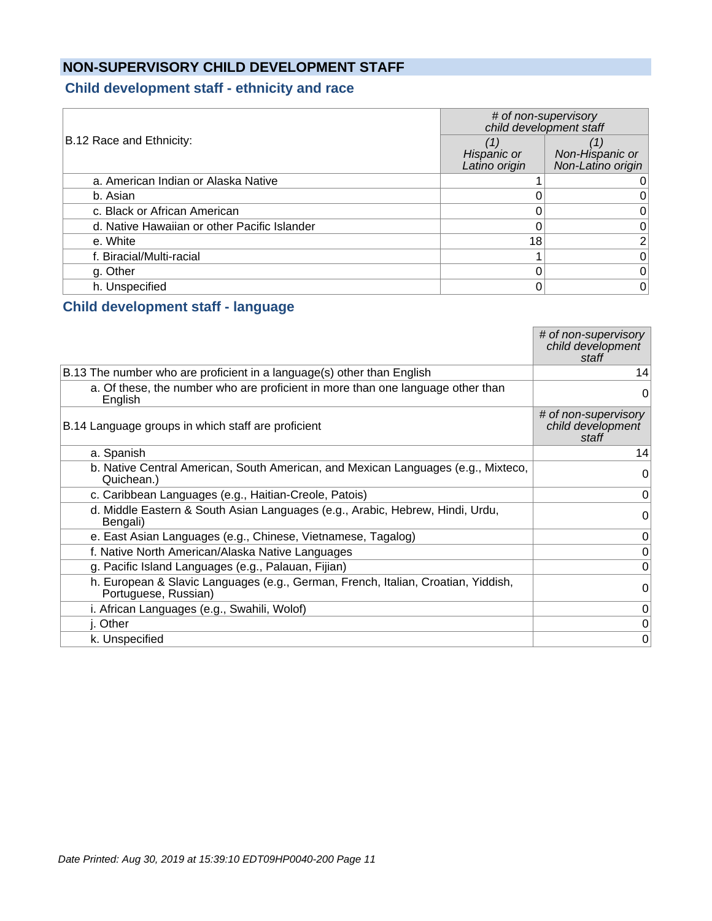## NON-SUPERVISORY CHILD DEVELOPMENT STAFF

### Child development staff - ethnicity and race

| B.12 Race and Ethnicity: | # of non-supervisory child development staff | |
|---|---|---|
| | *(1) Hispanic or Latino origin* | *(1) Non-Hispanic or Non-Latino origin* |
| a. American Indian or Alaska Native | 1 | 0 |
| b. Asian | 0 | 0 |
| c. Black or African American | 0 | 0 |
| d. Native Hawaiian or other Pacific Islander | 0 | 0 |
| e. White | 18 | 2 |
| f. Biracial/Multi-racial | 1 | 0 |
| g. Other | 0 | 0 |
| h. Unspecified | 0 | 0 |

### Child development staff - language

| | *# of non-supervisory child development staff* |
|---|---|
| B.13 The number who are proficient in a language(s) other than English | 14 |
| a. Of these, the number who are proficient in more than one language other than English | 0 |
| B.14 Language groups in which staff are proficient | *# of non-supervisory child development staff* |
| a. Spanish | 14 |
| b. Native Central American, South American, and Mexican Languages (e.g., Mixteco, Quichean.) | 0 |
| c. Caribbean Languages (e.g., Haitian-Creole, Patois) | 0 |
| d. Middle Eastern & South Asian Languages (e.g., Arabic, Hebrew, Hindi, Urdu, Bengali) | 0 |
| e. East Asian Languages (e.g., Chinese, Vietnamese, Tagalog) | 0 |
| f. Native North American/Alaska Native Languages | 0 |
| g. Pacific Island Languages (e.g., Palauan, Fijian) | 0 |
| h. European & Slavic Languages (e.g., German, French, Italian, Croatian, Yiddish, Portuguese, Russian) | 0 |
| i. African Languages (e.g., Swahili, Wolof) | 0 |
| j. Other | 0 |
| k. Unspecified | 0 |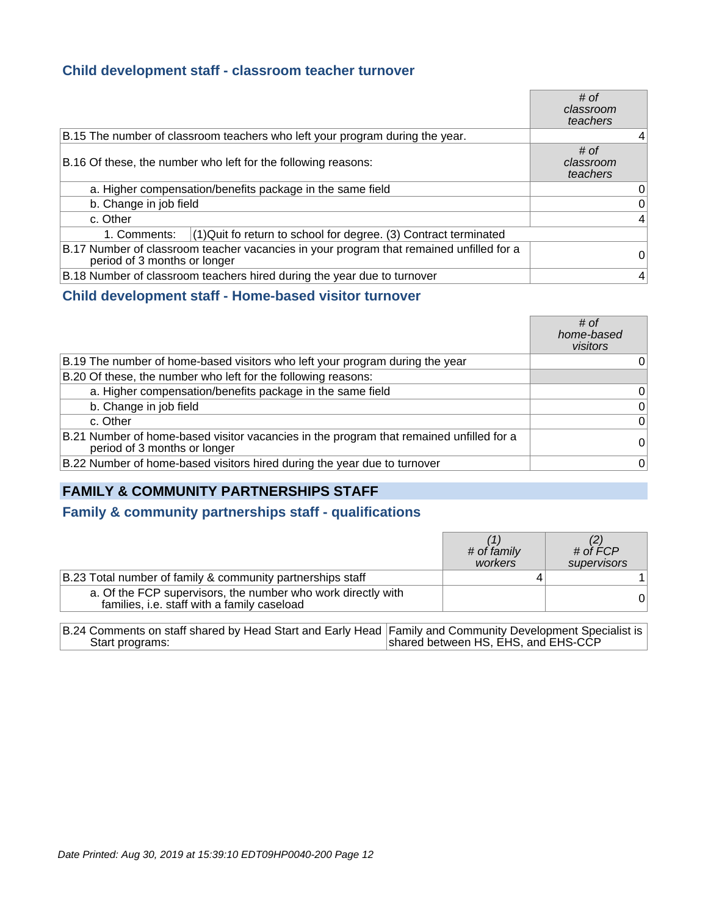### Child development staff - classroom teacher turnover

| | # of classroom teachers |
|---|---|
| B.15 The number of classroom teachers who left your program during the year. | 4 |
| B.16 Of these, the number who left for the following reasons: | # of classroom teachers |
| a. Higher compensation/benefits package in the same field | 0 |
| b. Change in job field | 0 |
| c. Other | 4 |
| 1. Comments: (1)Quit fo return to school for degree. (3) Contract terminated | |
| B.17 Number of classroom teacher vacancies in your program that remained unfilled for a period of 3 months or longer | 0 |
| B.18 Number of classroom teachers hired during the year due to turnover | 4 |

### Child development staff - Home-based visitor turnover

| | # of home-based visitors |
|---|---|
| B.19 The number of home-based visitors who left your program during the year | 0 |
| B.20 Of these, the number who left for the following reasons: | |
| a. Higher compensation/benefits package in the same field | 0 |
| b. Change in job field | 0 |
| c. Other | 0 |
| B.21 Number of home-based visitor vacancies in the program that remained unfilled for a period of 3 months or longer | 0 |
| B.22 Number of home-based visitors hired during the year due to turnover | 0 |

## FAMILY & COMMUNITY PARTNERSHIPS STAFF

### Family & community partnerships staff - qualifications

| | (1) # of family workers | (2) # of FCP supervisors |
|---|---|---|
| B.23 Total number of family & community partnerships staff | 4 | 1 |
| a. Of the FCP supervisors, the number who work directly with families, i.e. staff with a family caseload | | 0 |

| | |
|---|---|
| B.24 Comments on staff shared by Head Start and Early Head Start programs: | Family and Community Development Specialist is shared between HS, EHS, and EHS-CCP |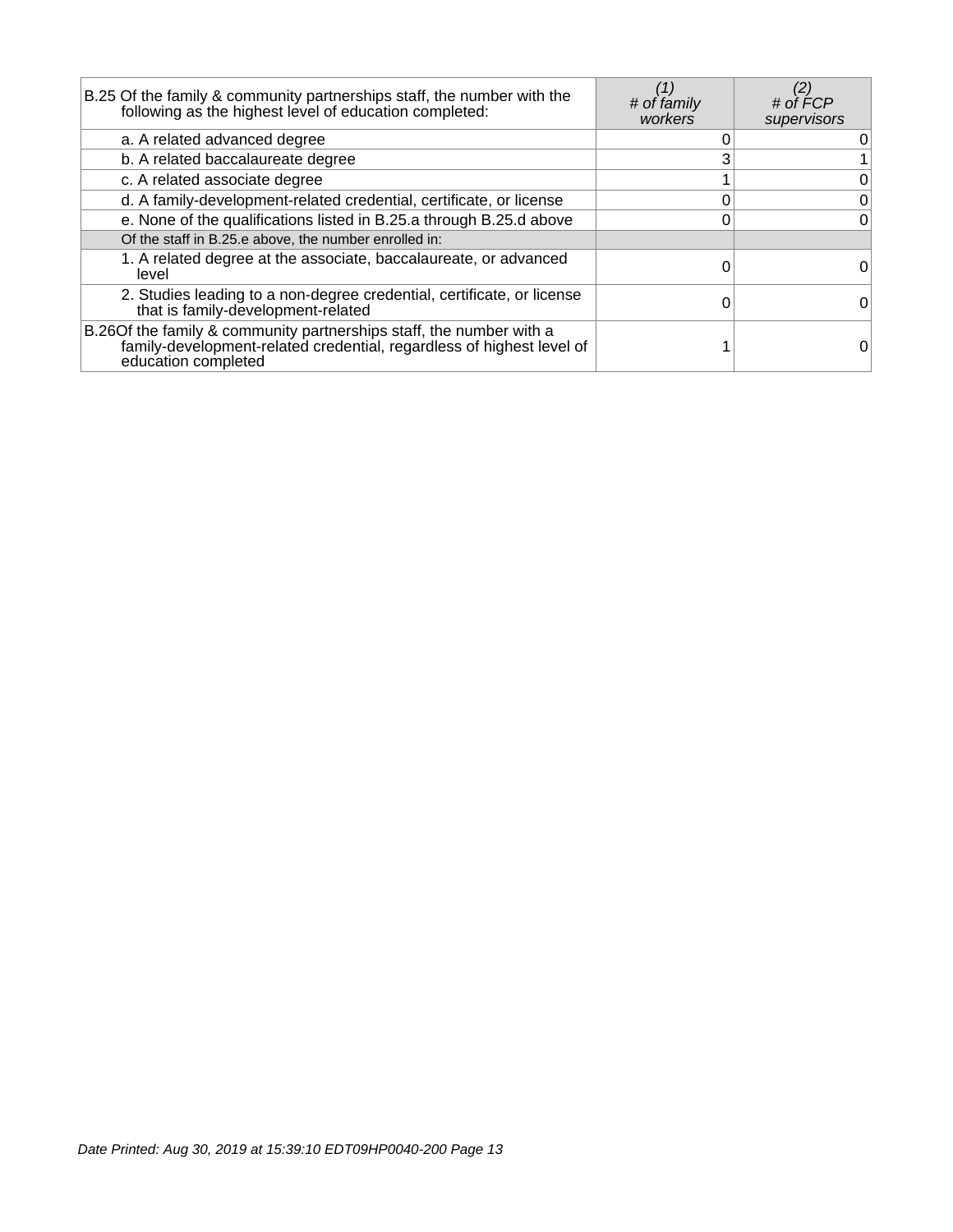| B.25 Of the family & community partnerships staff, the number with the following as the highest level of education completed: | (1) # of family workers | (2) # of FCP supervisors |
|---|---|---|
| a. A related advanced degree | 0 | 0 |
| b. A related baccalaureate degree | 3 | 1 |
| c. A related associate degree | 1 | 0 |
| d. A family-development-related credential, certificate, or license | 0 | 0 |
| e. None of the qualifications listed in B.25.a through B.25.d above | 0 | 0 |
| Of the staff in B.25.e above, the number enrolled in: | | |
| 1. A related degree at the associate, baccalaureate, or advanced level | 0 | 0 |
| 2. Studies leading to a non-degree credential, certificate, or license that is family-development-related | 0 | 0 |
| B.26 Of the family & community partnerships staff, the number with a family-development-related credential, regardless of highest level of education completed | 1 | 0 |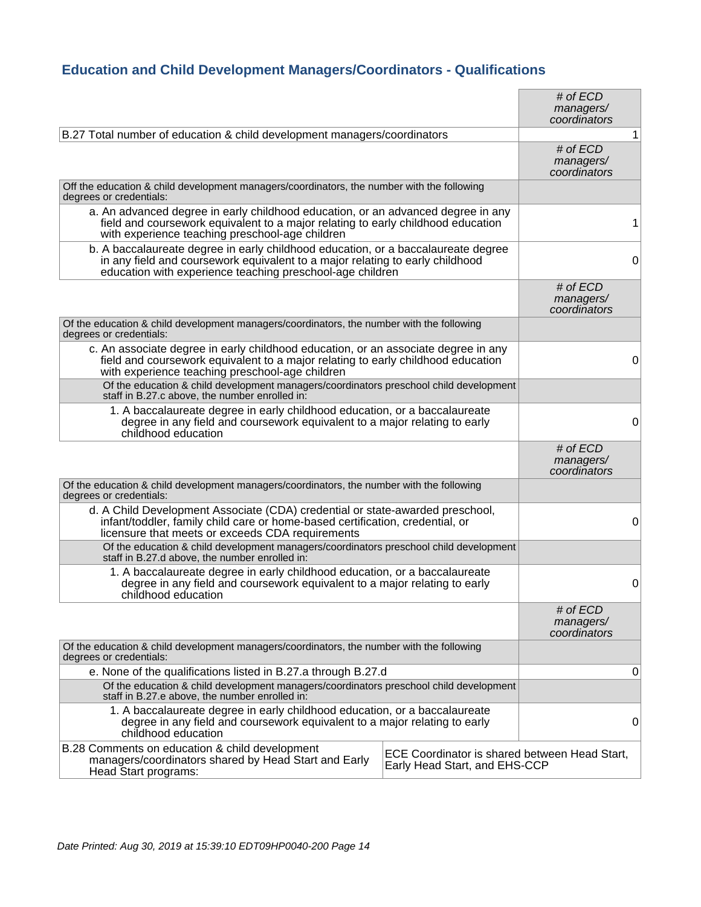## Education and Child Development Managers/Coordinators - Qualifications

| | # of ECD managers/ coordinators |
|---|---|
| B.27 Total number of education & child development managers/coordinators | 1 |
| | # of ECD managers/ coordinators |
| Off the education & child development managers/coordinators, the number with the following degrees or credentials: | |
| a. An advanced degree in early childhood education, or an advanced degree in any field and coursework equivalent to a major relating to early childhood education with experience teaching preschool-age children | 1 |
| b. A baccalaureate degree in early childhood education, or a baccalaureate degree in any field and coursework equivalent to a major relating to early childhood education with experience teaching preschool-age children | 0 |
| | # of ECD managers/ coordinators |
| Of the education & child development managers/coordinators, the number with the following degrees or credentials: | |
| c. An associate degree in early childhood education, or an associate degree in any field and coursework equivalent to a major relating to early childhood education with experience teaching preschool-age children | 0 |
| Of the education & child development managers/coordinators preschool child development staff in B.27.c above, the number enrolled in: | |
| 1. A baccalaureate degree in early childhood education, or a baccalaureate degree in any field and coursework equivalent to a major relating to early childhood education | 0 |
| | # of ECD managers/ coordinators |
| Of the education & child development managers/coordinators, the number with the following degrees or credentials: | |
| d. A Child Development Associate (CDA) credential or state-awarded preschool, infant/toddler, family child care or home-based certification, credential, or licensure that meets or exceeds CDA requirements | 0 |
| Of the education & child development managers/coordinators preschool child development staff in B.27.d above, the number enrolled in: | |
| 1. A baccalaureate degree in early childhood education, or a baccalaureate degree in any field and coursework equivalent to a major relating to early childhood education | 0 |
| | # of ECD managers/ coordinators |
| Of the education & child development managers/coordinators, the number with the following degrees or credentials: | |
| e. None of the qualifications listed in B.27.a through B.27.d | 0 |
| Of the education & child development managers/coordinators preschool child development staff in B.27.e above, the number enrolled in: | |
| 1. A baccalaureate degree in early childhood education, or a baccalaureate degree in any field and coursework equivalent to a major relating to early childhood education | 0 |
| B.28 Comments on education & child development managers/coordinators shared by Head Start and Early Head Start programs: | ECE Coordinator is shared between Head Start, Early Head Start, and EHS-CCP |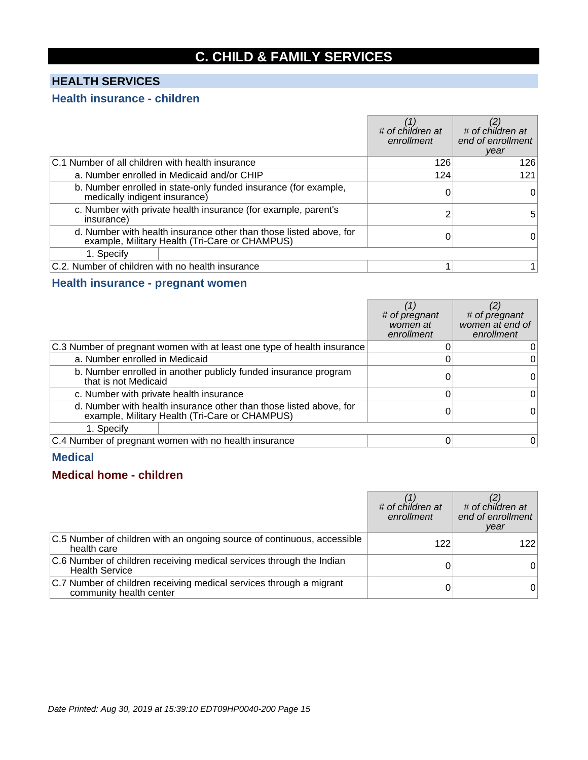# C. CHILD & FAMILY SERVICES

## HEALTH SERVICES

### Health insurance - children

| | (1) # of children at enrollment | (2) # of children at end of enrollment year |
|---|---|---|
| C.1 Number of all children with health insurance | 126 | 126 |
| a. Number enrolled in Medicaid and/or CHIP | 124 | 121 |
| b. Number enrolled in state-only funded insurance (for example, medically indigent insurance) | 0 | 0 |
| c. Number with private health insurance (for example, parent's insurance) | 2 | 5 |
| d. Number with health insurance other than those listed above, for example, Military Health (Tri-Care or CHAMPUS) | 0 | 0 |
| 1. Specify | | |
| C.2. Number of children with no health insurance | 1 | 1 |

### Health insurance - pregnant women

| | (1) # of pregnant women at enrollment | (2) # of pregnant women at end of enrollment |
|---|---|---|
| C.3 Number of pregnant women with at least one type of health insurance | 0 | 0 |
| a. Number enrolled in Medicaid | 0 | 0 |
| b. Number enrolled in another publicly funded insurance program that is not Medicaid | 0 | 0 |
| c. Number with private health insurance | 0 | 0 |
| d. Number with health insurance other than those listed above, for example, Military Health (Tri-Care or CHAMPUS) | 0 | 0 |
| 1. Specify | | |
| C.4 Number of pregnant women with no health insurance | 0 | 0 |

### Medical

### Medical home - children

| | (1) # of children at enrollment | (2) # of children at end of enrollment year |
|---|---|---|
| C.5 Number of children with an ongoing source of continuous, accessible health care | 122 | 122 |
| C.6 Number of children receiving medical services through the Indian Health Service | 0 | 0 |
| C.7 Number of children receiving medical services through a migrant community health center | 0 | 0 |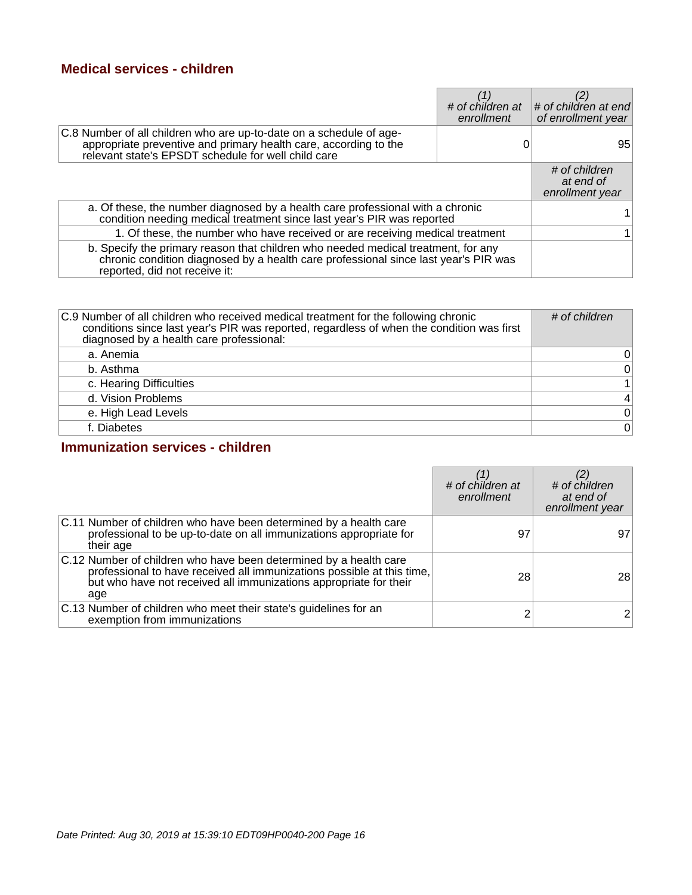## Medical services - children

| | (1) # of children at enrollment | (2) # of children at end of enrollment year |
|---|---|---|
| C.8 Number of all children who are up-to-date on a schedule of age-appropriate preventive and primary health care, according to the relevant state's EPSDT schedule for well child care | 0 | 95 |

| | # of children at end of enrollment year |
|---|---|
| a. Of these, the number diagnosed by a health care professional with a chronic condition needing medical treatment since last year's PIR was reported | 1 |
| 1. Of these, the number who have received or are receiving medical treatment | 1 |
| b. Specify the primary reason that children who needed medical treatment, for any chronic condition diagnosed by a health care professional since last year's PIR was reported, did not receive it: | |

| C.9 Number of all children who received medical treatment for the following chronic conditions since last year's PIR was reported, regardless of when the condition was first diagnosed by a health care professional: | # of children |
|---|---|
| a. Anemia | 0 |
| b. Asthma | 0 |
| c. Hearing Difficulties | 1 |
| d. Vision Problems | 4 |
| e. High Lead Levels | 0 |
| f. Diabetes | 0 |

## Immunization services - children

| | (1) # of children at enrollment | (2) # of children at end of enrollment year |
|---|---|---|
| C.11 Number of children who have been determined by a health care professional to be up-to-date on all immunizations appropriate for their age | 97 | 97 |
| C.12 Number of children who have been determined by a health care professional to have received all immunizations possible at this time, but who have not received all immunizations appropriate for their age | 28 | 28 |
| C.13 Number of children who meet their state's guidelines for an exemption from immunizations | 2 | 2 |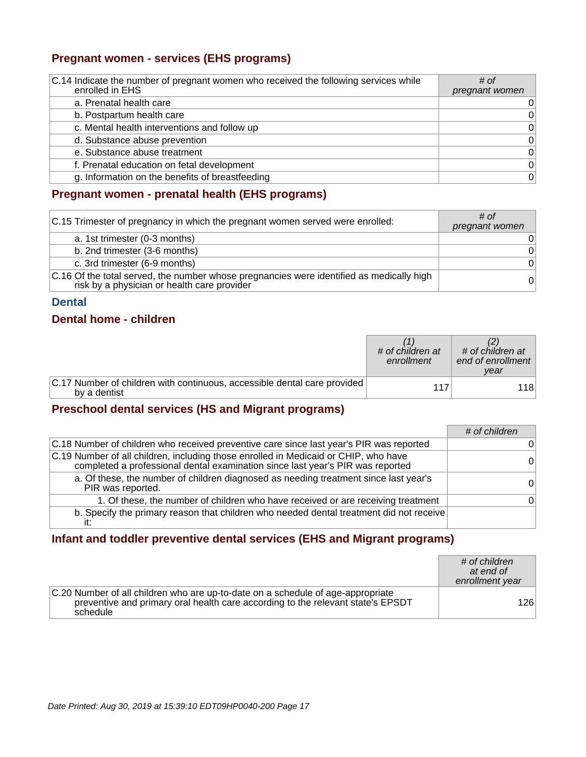## Pregnant women - services (EHS programs)

| C.14 Indicate the number of pregnant women who received the following services while enrolled in EHS | # of pregnant women |
|---|---|
| a. Prenatal health care | 0 |
| b. Postpartum health care | 0 |
| c. Mental health interventions and follow up | 0 |
| d. Substance abuse prevention | 0 |
| e. Substance abuse treatment | 0 |
| f. Prenatal education on fetal development | 0 |
| g. Information on the benefits of breastfeeding | 0 |

## Pregnant women - prenatal health (EHS programs)

| C.15 Trimester of pregnancy in which the pregnant women served were enrolled: | # of pregnant women |
|---|---|
| a. 1st trimester (0-3 months) | 0 |
| b. 2nd trimester (3-6 months) | 0 |
| c. 3rd trimester (6-9 months) | 0 |
| C.16 Of the total served, the number whose pregnancies were identified as medically high risk by a physician or health care provider | 0 |

## Dental

## Dental home - children

| | (1) # of children at enrollment | (2) # of children at end of enrollment year |
|---|---|---|
| C.17 Number of children with continuous, accessible dental care provided by a dentist | 117 | 118 |

## Preschool dental services (HS and Migrant programs)

| | # of children |
|---|---|
| C.18 Number of children who received preventive care since last year's PIR was reported | 0 |
| C.19 Number of all children, including those enrolled in Medicaid or CHIP, who have completed a professional dental examination since last year's PIR was reported | 0 |
| a. Of these, the number of children diagnosed as needing treatment since last year's PIR was reported. | 0 |
| 1. Of these, the number of children who have received or are receiving treatment | 0 |
| b. Specify the primary reason that children who needed dental treatment did not receive it: | |

## Infant and toddler preventive dental services (EHS and Migrant programs)

| | # of children at end of enrollment year |
|---|---|
| C.20 Number of all children who are up-to-date on a schedule of age-appropriate preventive and primary oral health care according to the relevant state's EPSDT schedule | 126 |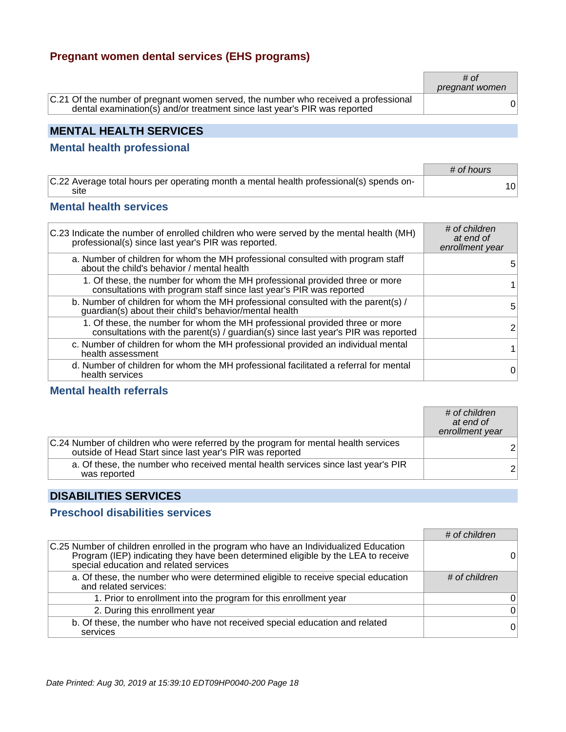### Pregnant women dental services (EHS programs)

| | # of pregnant women |
|---|---|
| C.21 Of the number of pregnant women served, the number who received a professional dental examination(s) and/or treatment since last year's PIR was reported | 0 |

## MENTAL HEALTH SERVICES

### Mental health professional

| | # of hours |
|---|---|
| C.22 Average total hours per operating month a mental health professional(s) spends on-site | 10 |

### Mental health services

| C.23 Indicate the number of enrolled children who were served by the mental health (MH) professional(s) since last year's PIR was reported. | # of children at end of enrollment year |
|---|---|
| a. Number of children for whom the MH professional consulted with program staff about the child's behavior / mental health | 5 |
| 1. Of these, the number for whom the MH professional provided three or more consultations with program staff since last year's PIR was reported | 1 |
| b. Number of children for whom the MH professional consulted with the parent(s) / guardian(s) about their child's behavior/mental health | 5 |
| 1. Of these, the number for whom the MH professional provided three or more consultations with the parent(s) / guardian(s) since last year's PIR was reported | 2 |
| c. Number of children for whom the MH professional provided an individual mental health assessment | 1 |
| d. Number of children for whom the MH professional facilitated a referral for mental health services | 0 |

### Mental health referrals

| | # of children at end of enrollment year |
|---|---|
| C.24 Number of children who were referred by the program for mental health services outside of Head Start since last year's PIR was reported | 2 |
| a. Of these, the number who received mental health services since last year's PIR was reported | 2 |

## DISABILITIES SERVICES

### Preschool disabilities services

| | # of children |
|---|---|
| C.25 Number of children enrolled in the program who have an Individualized Education Program (IEP) indicating they have been determined eligible by the LEA to receive special education and related services | 0 |
| a. Of these, the number who were determined eligible to receive special education and related services: | # of children |
| 1. Prior to enrollment into the program for this enrollment year | 0 |
| 2. During this enrollment year | 0 |
| b. Of these, the number who have not received special education and related services | 0 |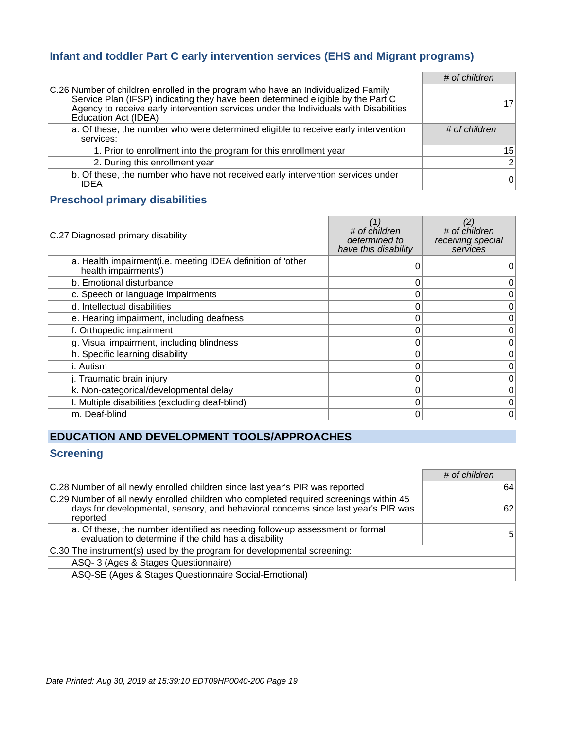### Infant and toddler Part C early intervention services (EHS and Migrant programs)

| | # of children |
|---|---|
| C.26 Number of children enrolled in the program who have an Individualized Family Service Plan (IFSP) indicating they have been determined eligible by the Part C Agency to receive early intervention services under the Individuals with Disabilities Education Act (IDEA) | 17 |
| a. Of these, the number who were determined eligible to receive early intervention services: | # of children |
| 1. Prior to enrollment into the program for this enrollment year | 15 |
| 2. During this enrollment year | 2 |
| b. Of these, the number who have not received early intervention services under IDEA | 0 |

### Preschool primary disabilities

| C.27 Diagnosed primary disability | (1) # of children determined to have this disability | (2) # of children receiving special services |
|---|---|---|
| a. Health impairment(i.e. meeting IDEA definition of 'other health impairments') | 0 | 0 |
| b. Emotional disturbance | 0 | 0 |
| c. Speech or language impairments | 0 | 0 |
| d. Intellectual disabilities | 0 | 0 |
| e. Hearing impairment, including deafness | 0 | 0 |
| f. Orthopedic impairment | 0 | 0 |
| g. Visual impairment, including blindness | 0 | 0 |
| h. Specific learning disability | 0 | 0 |
| i. Autism | 0 | 0 |
| j. Traumatic brain injury | 0 | 0 |
| k. Non-categorical/developmental delay | 0 | 0 |
| l. Multiple disabilities (excluding deaf-blind) | 0 | 0 |
| m. Deaf-blind | 0 | 0 |

## EDUCATION AND DEVELOPMENT TOOLS/APPROACHES

### Screening

| | # of children |
|---|---|
| C.28 Number of all newly enrolled children since last year's PIR was reported | 64 |
| C.29 Number of all newly enrolled children who completed required screenings within 45 days for developmental, sensory, and behavioral concerns since last year's PIR was reported | 62 |
| a. Of these, the number identified as needing follow-up assessment or formal evaluation to determine if the child has a disability | 5 |
| C.30 The instrument(s) used by the program for developmental screening: | |
| ASQ- 3 (Ages & Stages Questionnaire) | |
| ASQ-SE (Ages & Stages Questionnaire Social-Emotional) | |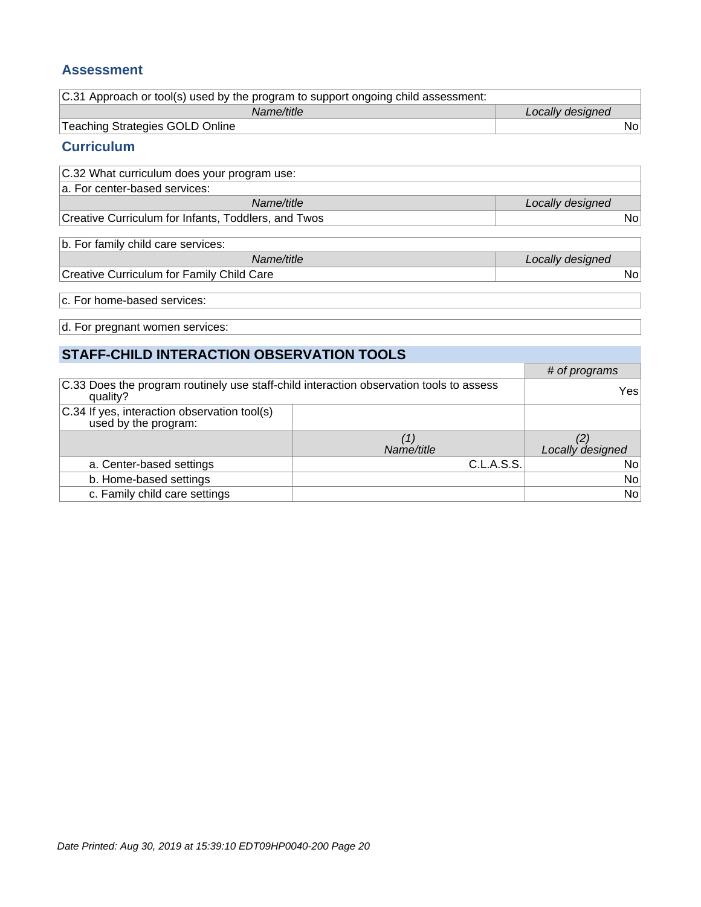## Assessment

| C.31 Approach or tool(s) used by the program to support ongoing child assessment: | |
|---|---|
| *Name/title* | *Locally designed* |
| Teaching Strategies GOLD Online | No |

## Curriculum

C.32 What curriculum does your program use:

| a. For center-based services: | |
|---|---|
| *Name/title* | *Locally designed* |
| Creative Curriculum for Infants, Toddlers, and Twos | No |

| b. For family child care services: | |
|---|---|
| *Name/title* | *Locally designed* |
| Creative Curriculum for Family Child Care | No |

c. For home-based services:

d. For pregnant women services:

## STAFF-CHILD INTERACTION OBSERVATION TOOLS

| | | *# of programs* |
|---|---|---|
| C.33 Does the program routinely use staff-child interaction observation tools to assess quality? | | Yes |
| C.34 If yes, interaction observation tool(s) used by the program: | | |
| | *(1) Name/title* | *(2) Locally designed* |
| a. Center-based settings | C.L.A.S.S. | No |
| b. Home-based settings | | No |
| c. Family child care settings | | No |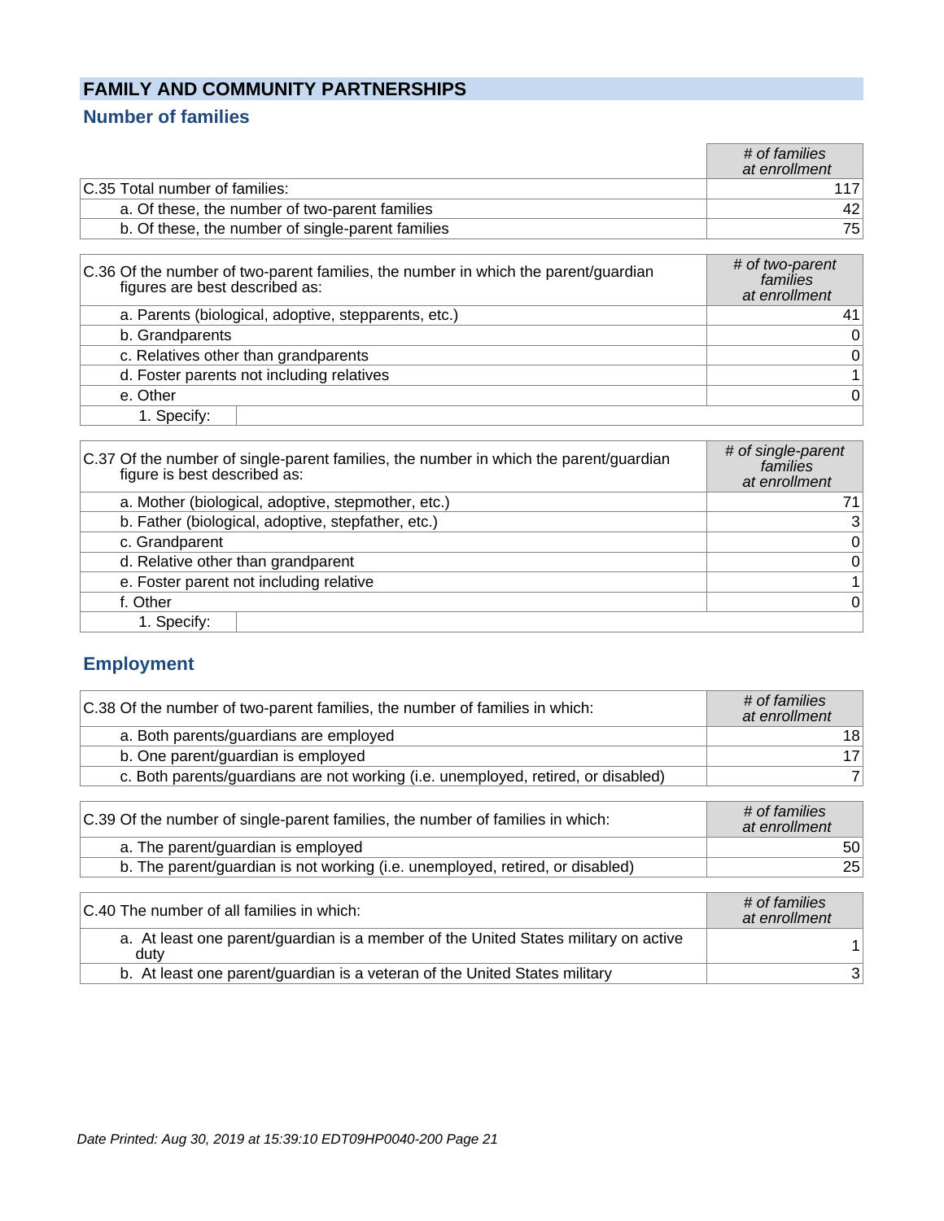## FAMILY AND COMMUNITY PARTNERSHIPS

### Number of families

| | *# of families at enrollment* |
|---|---|
| C.35 Total number of families: | 117 |
| a. Of these, the number of two-parent families | 42 |
| b. Of these, the number of single-parent families | 75 |

| C.36 Of the number of two-parent families, the number in which the parent/guardian figures are best described as: | *# of two-parent families at enrollment* |
|---|---|
| a. Parents (biological, adoptive, stepparents, etc.) | 41 |
| b. Grandparents | 0 |
| c. Relatives other than grandparents | 0 |
| d. Foster parents not including relatives | 1 |
| e. Other | 0 |
| 1. Specify: | |

| C.37 Of the number of single-parent families, the number in which the parent/guardian figure is best described as: | *# of single-parent families at enrollment* |
|---|---|
| a. Mother (biological, adoptive, stepmother, etc.) | 71 |
| b. Father (biological, adoptive, stepfather, etc.) | 3 |
| c. Grandparent | 0 |
| d. Relative other than grandparent | 0 |
| e. Foster parent not including relative | 1 |
| f. Other | 0 |
| 1. Specify: | |

### Employment

| C.38 Of the number of two-parent families, the number of families in which: | *# of families at enrollment* |
|---|---|
| a. Both parents/guardians are employed | 18 |
| b. One parent/guardian is employed | 17 |
| c. Both parents/guardians are not working (i.e. unemployed, retired, or disabled) | 7 |

| C.39 Of the number of single-parent families, the number of families in which: | *# of families at enrollment* |
|---|---|
| a. The parent/guardian is employed | 50 |
| b. The parent/guardian is not working (i.e. unemployed, retired, or disabled) | 25 |

| C.40 The number of all families in which: | *# of families at enrollment* |
|---|---|
| a. At least one parent/guardian is a member of the United States military on active duty | 1 |
| b. At least one parent/guardian is a veteran of the United States military | 3 |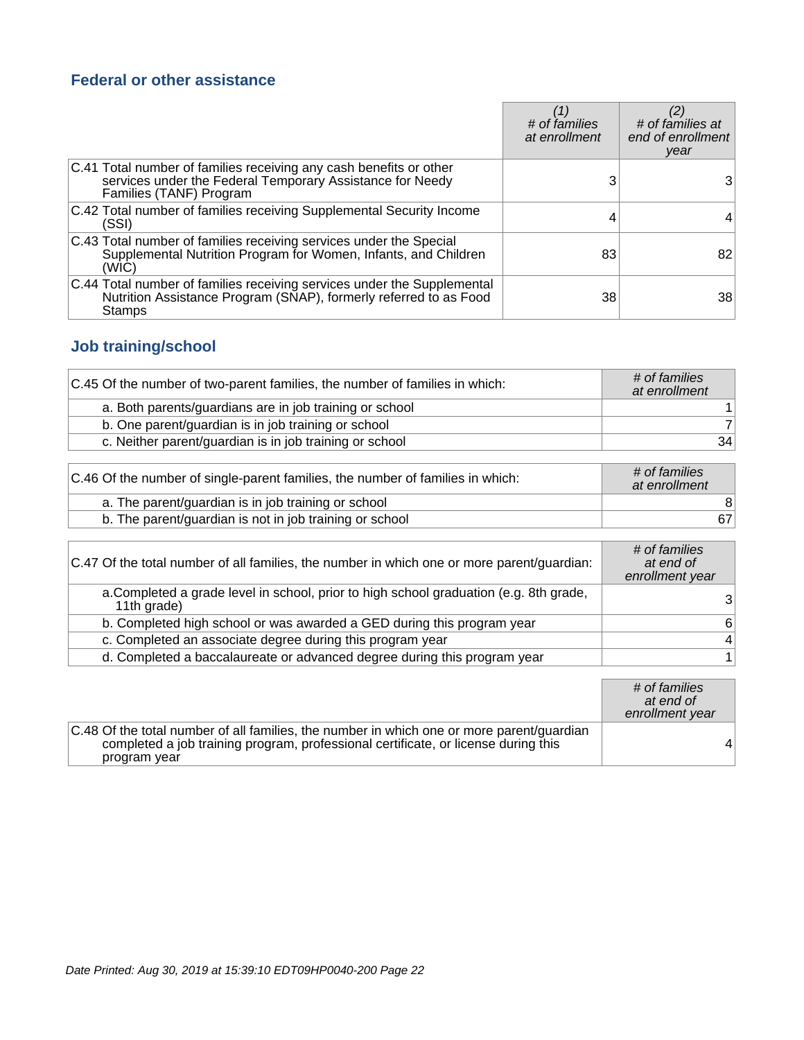## Federal or other assistance

| | (1) # of families at enrollment | (2) # of families at end of enrollment year |
|---|---|---|
| C.41 Total number of families receiving any cash benefits or other services under the Federal Temporary Assistance for Needy Families (TANF) Program | 3 | 3 |
| C.42 Total number of families receiving Supplemental Security Income (SSI) | 4 | 4 |
| C.43 Total number of families receiving services under the Special Supplemental Nutrition Program for Women, Infants, and Children (WIC) | 83 | 82 |
| C.44 Total number of families receiving services under the Supplemental Nutrition Assistance Program (SNAP), formerly referred to as Food Stamps | 38 | 38 |

## Job training/school

| C.45 Of the number of two-parent families, the number of families in which: | # of families at enrollment |
|---|---|
| a. Both parents/guardians are in job training or school | 1 |
| b. One parent/guardian is in job training or school | 7 |
| c. Neither parent/guardian is in job training or school | 34 |

| C.46 Of the number of single-parent families, the number of families in which: | # of families at enrollment |
|---|---|
| a. The parent/guardian is in job training or school | 8 |
| b. The parent/guardian is not in job training or school | 67 |

| C.47 Of the total number of all families, the number in which one or more parent/guardian: | # of families at end of enrollment year |
|---|---|
| a.Completed a grade level in school, prior to high school graduation (e.g. 8th grade, 11th grade) | 3 |
| b. Completed high school or was awarded a GED during this program year | 6 |
| c. Completed an associate degree during this program year | 4 |
| d. Completed a baccalaureate or advanced degree during this program year | 1 |

| | # of families at end of enrollment year |
|---|---|
| C.48 Of the total number of all families, the number in which one or more parent/guardian completed a job training program, professional certificate, or license during this program year | 4 |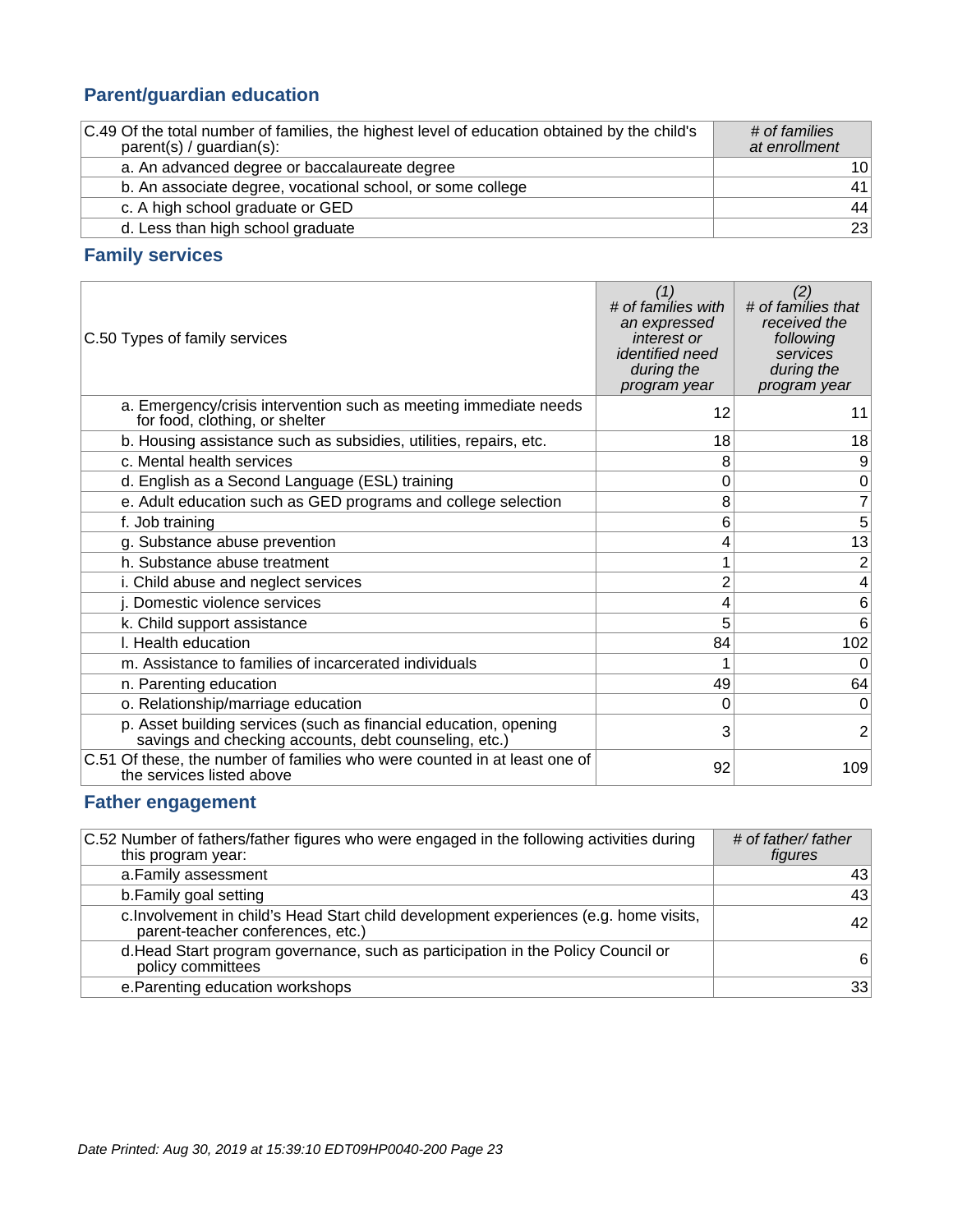## Parent/guardian education

| C.49 Of the total number of families, the highest level of education obtained by the child's parent(s) / guardian(s): | *# of families at enrollment* |
| --- | --- |
| a. An advanced degree or baccalaureate degree | 10 |
| b. An associate degree, vocational school, or some college | 41 |
| c. A high school graduate or GED | 44 |
| d. Less than high school graduate | 23 |

## Family services

| C.50 Types of family services | *(1) # of families with an expressed interest or identified need during the program year* | *(2) # of families that received the following services during the program year* |
| --- | --- | --- |
| a. Emergency/crisis intervention such as meeting immediate needs for food, clothing, or shelter | 12 | 11 |
| b. Housing assistance such as subsidies, utilities, repairs, etc. | 18 | 18 |
| c. Mental health services | 8 | 9 |
| d. English as a Second Language (ESL) training | 0 | 0 |
| e. Adult education such as GED programs and college selection | 8 | 7 |
| f. Job training | 6 | 5 |
| g. Substance abuse prevention | 4 | 13 |
| h. Substance abuse treatment | 1 | 2 |
| i. Child abuse and neglect services | 2 | 4 |
| j. Domestic violence services | 4 | 6 |
| k. Child support assistance | 5 | 6 |
| l. Health education | 84 | 102 |
| m. Assistance to families of incarcerated individuals | 1 | 0 |
| n. Parenting education | 49 | 64 |
| o. Relationship/marriage education | 0 | 0 |
| p. Asset building services (such as financial education, opening savings and checking accounts, debt counseling, etc.) | 3 | 2 |
| C.51 Of these, the number of families who were counted in at least one of the services listed above | 92 | 109 |

## Father engagement

| C.52 Number of fathers/father figures who were engaged in the following activities during this program year: | *# of father/ father figures* |
| --- | --- |
| a.Family assessment | 43 |
| b.Family goal setting | 43 |
| c.Involvement in child's Head Start child development experiences (e.g. home visits, parent-teacher conferences, etc.) | 42 |
| d.Head Start program governance, such as participation in the Policy Council or policy committees | 6 |
| e.Parenting education workshops | 33 |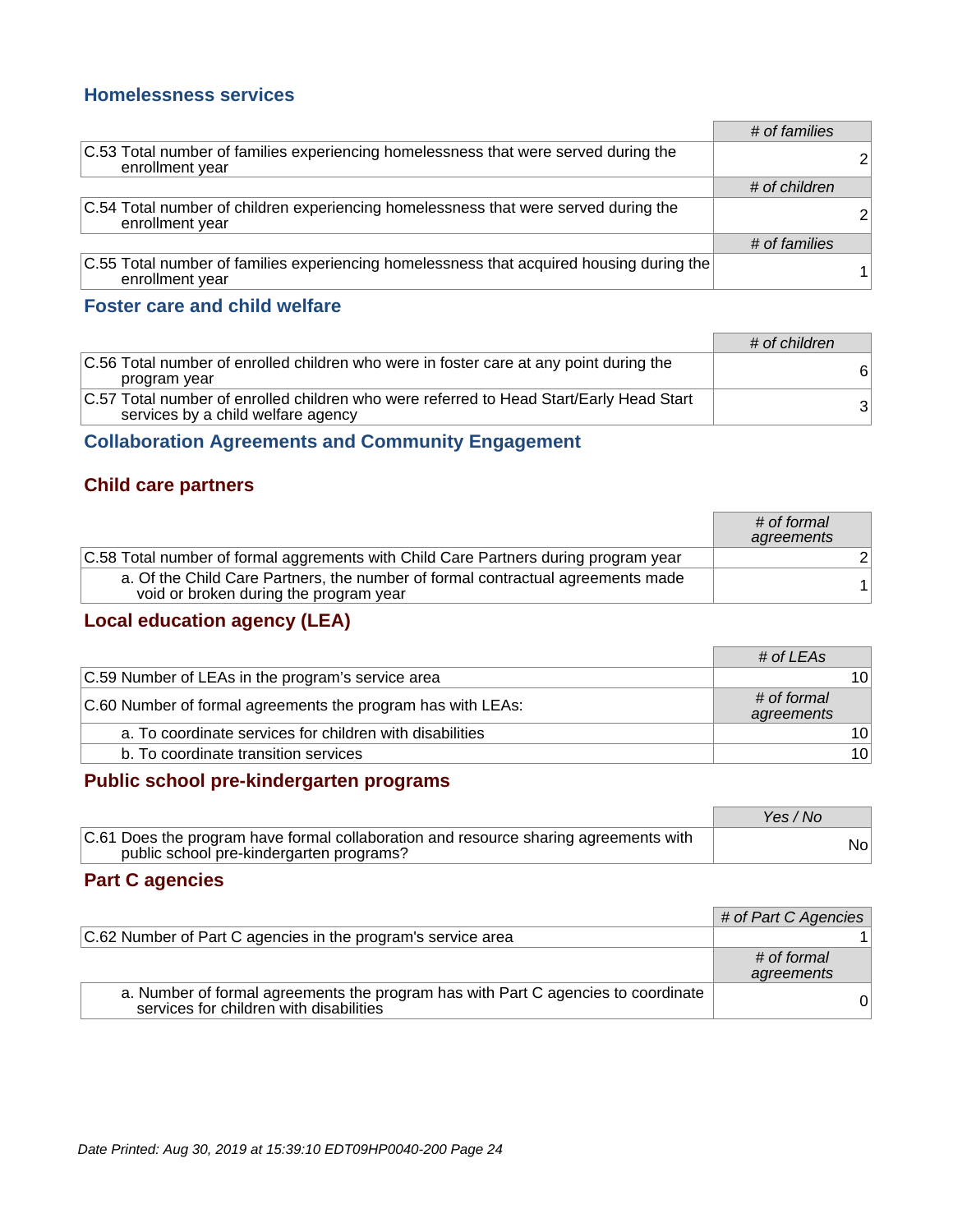### Homelessness services

| | # of families |
|---|---|
| C.53 Total number of families experiencing homelessness that were served during the enrollment year | 2 |
| | **# of children** |
| C.54 Total number of children experiencing homelessness that were served during the enrollment year | 2 |
| | **# of families** |
| C.55 Total number of families experiencing homelessness that acquired housing during the enrollment year | 1 |

### Foster care and child welfare

| | # of children |
|---|---|
| C.56 Total number of enrolled children who were in foster care at any point during the program year | 6 |
| C.57 Total number of enrolled children who were referred to Head Start/Early Head Start services by a child welfare agency | 3 |

## Collaboration Agreements and Community Engagement

### Child care partners

| | # of formal agreements |
|---|---|
| C.58 Total number of formal aggrements with Child Care Partners during program year | 2 |
| a. Of the Child Care Partners, the number of formal contractual agreements made void or broken during the program year | 1 |

### Local education agency (LEA)

| | # of LEAs |
|---|---|
| C.59 Number of LEAs in the program's service area | 10 |
| C.60 Number of formal agreements the program has with LEAs: | **# of formal agreements** |
| a. To coordinate services for children with disabilities | 10 |
| b. To coordinate transition services | 10 |

### Public school pre-kindergarten programs

| | Yes / No |
|---|---|
| C.61 Does the program have formal collaboration and resource sharing agreements with public school pre-kindergarten programs? | No |

### Part C agencies

| | # of Part C Agencies |
|---|---|
| C.62 Number of Part C agencies in the program's service area | 1 |
| | **# of formal agreements** |
| a. Number of formal agreements the program has with Part C agencies to coordinate services for children with disabilities | 0 |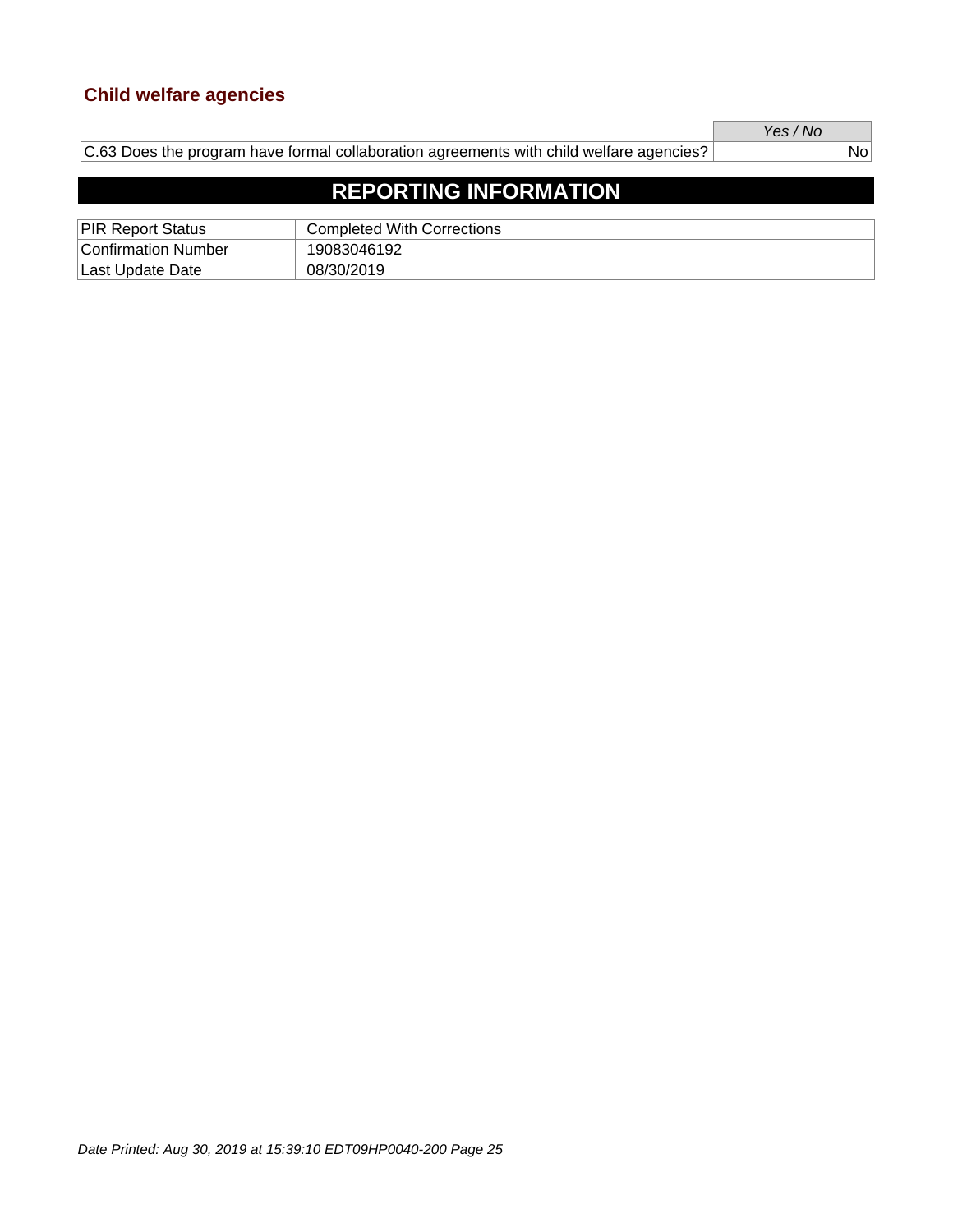### Child welfare agencies

| | Yes / No |
|---|---|
| C.63 Does the program have formal collaboration agreements with child welfare agencies? | No |

## REPORTING INFORMATION

| | |
|---|---|
| PIR Report Status | Completed With Corrections |
| Confirmation Number | 19083046192 |
| Last Update Date | 08/30/2019 |